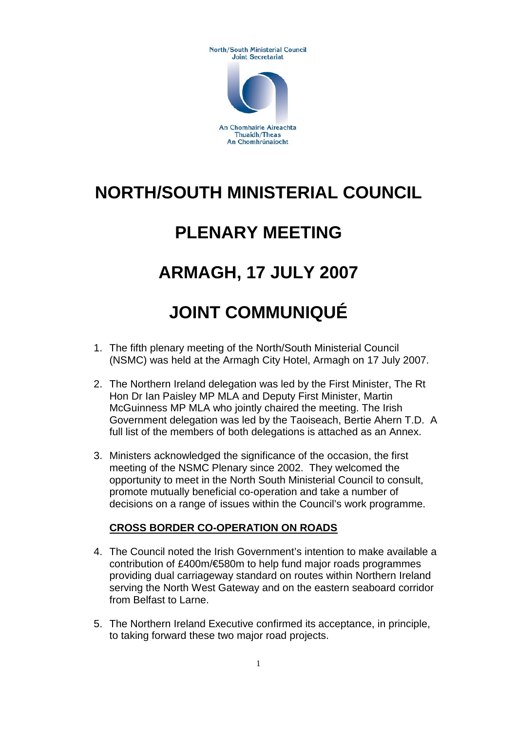North/South Ministerial Council
Joint Secretariat

An Chomhairle Aireachta
Thuaidh/Theas
An Chomhrúnaíocht

# NORTH/SOUTH MINISTERIAL COUNCIL

# PLENARY MEETING

# ARMAGH, 17 JULY 2007

# JOINT COMMUNIQUÉ

1. The fifth plenary meeting of the North/South Ministerial Council (NSMC) was held at the Armagh City Hotel, Armagh on 17 July 2007.

2. The Northern Ireland delegation was led by the First Minister, The Rt Hon Dr Ian Paisley MP MLA and Deputy First Minister, Martin McGuinness MP MLA who jointly chaired the meeting. The Irish Government delegation was led by the Taoiseach, Bertie Ahern T.D. A full list of the members of both delegations is attached as an Annex.

3. Ministers acknowledged the significance of the occasion, the first meeting of the NSMC Plenary since 2002. They welcomed the opportunity to meet in the North South Ministerial Council to consult, promote mutually beneficial co-operation and take a number of decisions on a range of issues within the Council's work programme.

## CROSS BORDER CO-OPERATION ON ROADS

4. The Council noted the Irish Government's intention to make available a contribution of £400m/€580m to help fund major roads programmes providing dual carriageway standard on routes within Northern Ireland serving the North West Gateway and on the eastern seaboard corridor from Belfast to Larne.

5. The Northern Ireland Executive confirmed its acceptance, in principle, to taking forward these two major road projects.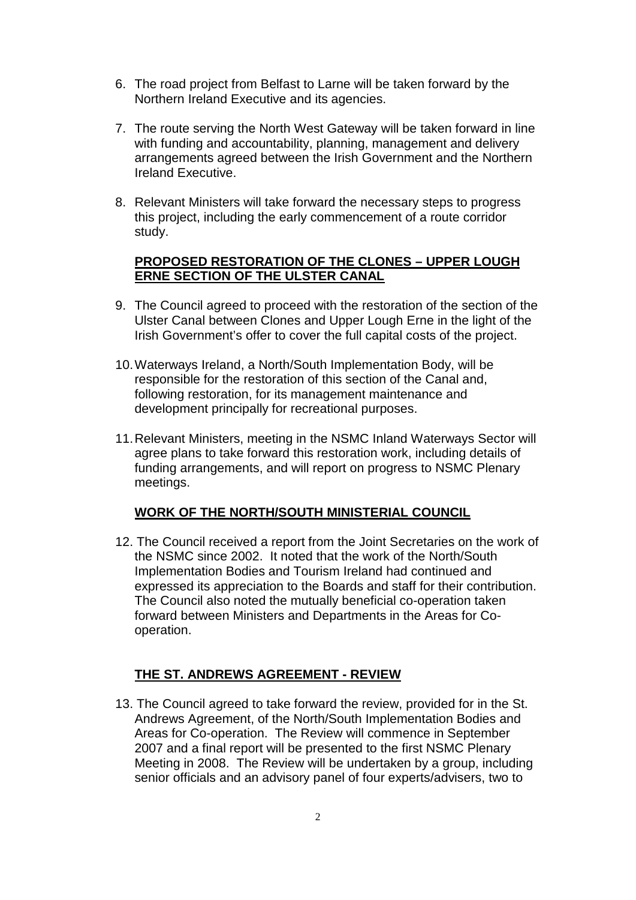6. The road project from Belfast to Larne will be taken forward by the Northern Ireland Executive and its agencies.

7. The route serving the North West Gateway will be taken forward in line with funding and accountability, planning, management and delivery arrangements agreed between the Irish Government and the Northern Ireland Executive.

8. Relevant Ministers will take forward the necessary steps to progress this project, including the early commencement of a route corridor study.

## PROPOSED RESTORATION OF THE CLONES – UPPER LOUGH ERNE SECTION OF THE ULSTER CANAL

9. The Council agreed to proceed with the restoration of the section of the Ulster Canal between Clones and Upper Lough Erne in the light of the Irish Government's offer to cover the full capital costs of the project.

10. Waterways Ireland, a North/South Implementation Body, will be responsible for the restoration of this section of the Canal and, following restoration, for its management maintenance and development principally for recreational purposes.

11. Relevant Ministers, meeting in the NSMC Inland Waterways Sector will agree plans to take forward this restoration work, including details of funding arrangements, and will report on progress to NSMC Plenary meetings.

## WORK OF THE NORTH/SOUTH MINISTERIAL COUNCIL

12. The Council received a report from the Joint Secretaries on the work of the NSMC since 2002. It noted that the work of the North/South Implementation Bodies and Tourism Ireland had continued and expressed its appreciation to the Boards and staff for their contribution. The Council also noted the mutually beneficial co-operation taken forward between Ministers and Departments in the Areas for Co-operation.

## THE ST. ANDREWS AGREEMENT - REVIEW

13. The Council agreed to take forward the review, provided for in the St. Andrews Agreement, of the North/South Implementation Bodies and Areas for Co-operation. The Review will commence in September 2007 and a final report will be presented to the first NSMC Plenary Meeting in 2008. The Review will be undertaken by a group, including senior officials and an advisory panel of four experts/advisers, two to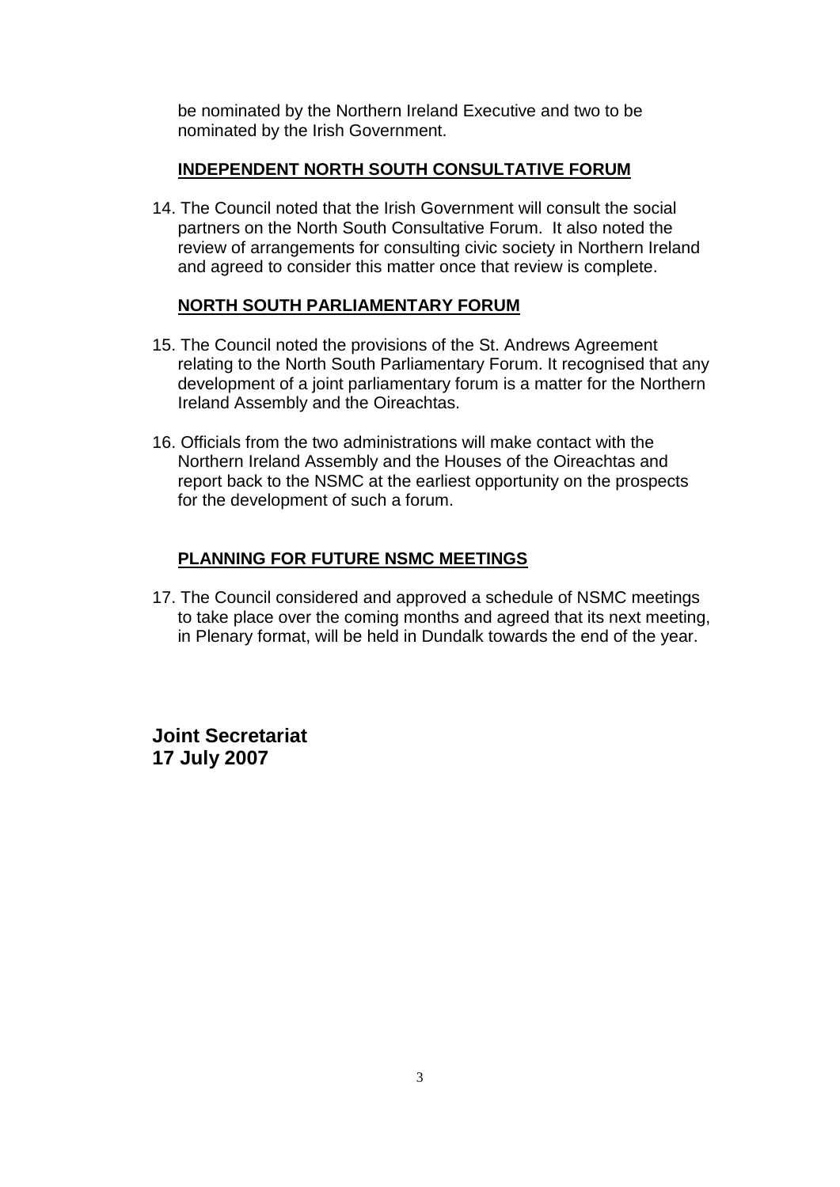be nominated by the Northern Ireland Executive and two to be nominated by the Irish Government.

## INDEPENDENT NORTH SOUTH CONSULTATIVE FORUM

14. The Council noted that the Irish Government will consult the social partners on the North South Consultative Forum. It also noted the review of arrangements for consulting civic society in Northern Ireland and agreed to consider this matter once that review is complete.

## NORTH SOUTH PARLIAMENTARY FORUM

15. The Council noted the provisions of the St. Andrews Agreement relating to the North South Parliamentary Forum. It recognised that any development of a joint parliamentary forum is a matter for the Northern Ireland Assembly and the Oireachtas.

16. Officials from the two administrations will make contact with the Northern Ireland Assembly and the Houses of the Oireachtas and report back to the NSMC at the earliest opportunity on the prospects for the development of such a forum.

## PLANNING FOR FUTURE NSMC MEETINGS

17. The Council considered and approved a schedule of NSMC meetings to take place over the coming months and agreed that its next meeting, in Plenary format, will be held in Dundalk towards the end of the year.

**Joint Secretariat**
**17 July 2007**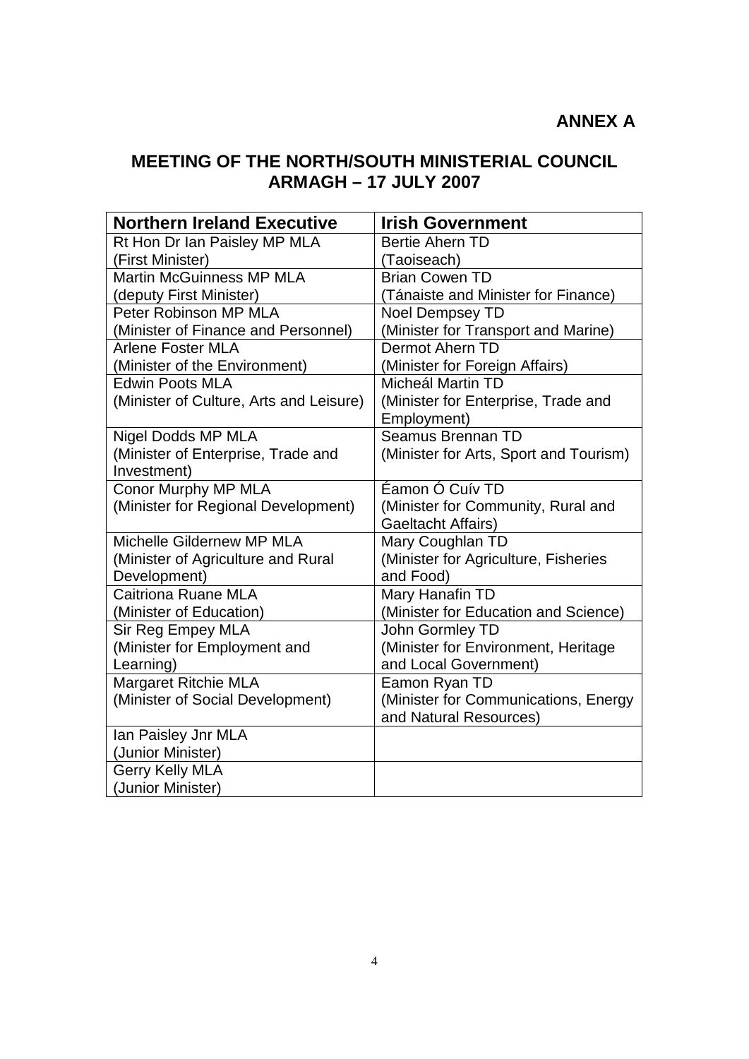**ANNEX A**

## MEETING OF THE NORTH/SOUTH MINISTERIAL COUNCIL ARMAGH – 17 JULY 2007

| Northern Ireland Executive | Irish Government |
|---|---|
| Rt Hon Dr Ian Paisley MP MLA (First Minister) | Bertie Ahern TD (Taoiseach) |
| Martin McGuinness MP MLA (deputy First Minister) | Brian Cowen TD (Tánaiste and Minister for Finance) |
| Peter Robinson MP MLA (Minister of Finance and Personnel) | Noel Dempsey TD (Minister for Transport and Marine) |
| Arlene Foster MLA (Minister of the Environment) | Dermot Ahern TD (Minister for Foreign Affairs) |
| Edwin Poots MLA (Minister of Culture, Arts and Leisure) | Micheál Martin TD (Minister for Enterprise, Trade and Employment) |
| Nigel Dodds MP MLA (Minister of Enterprise, Trade and Investment) | Seamus Brennan TD (Minister for Arts, Sport and Tourism) |
| Conor Murphy MP MLA (Minister for Regional Development) | Éamon Ó Cuív TD (Minister for Community, Rural and Gaeltacht Affairs) |
| Michelle Gildernew MP MLA (Minister of Agriculture and Rural Development) | Mary Coughlan TD (Minister for Agriculture, Fisheries and Food) |
| Caitriona Ruane MLA (Minister of Education) | Mary Hanafin TD (Minister for Education and Science) |
| Sir Reg Empey MLA (Minister for Employment and Learning) | John Gormley TD (Minister for Environment, Heritage and Local Government) |
| Margaret Ritchie MLA (Minister of Social Development) | Eamon Ryan TD (Minister for Communications, Energy and Natural Resources) |
| Ian Paisley Jnr MLA (Junior Minister) | |
| Gerry Kelly MLA (Junior Minister) | |